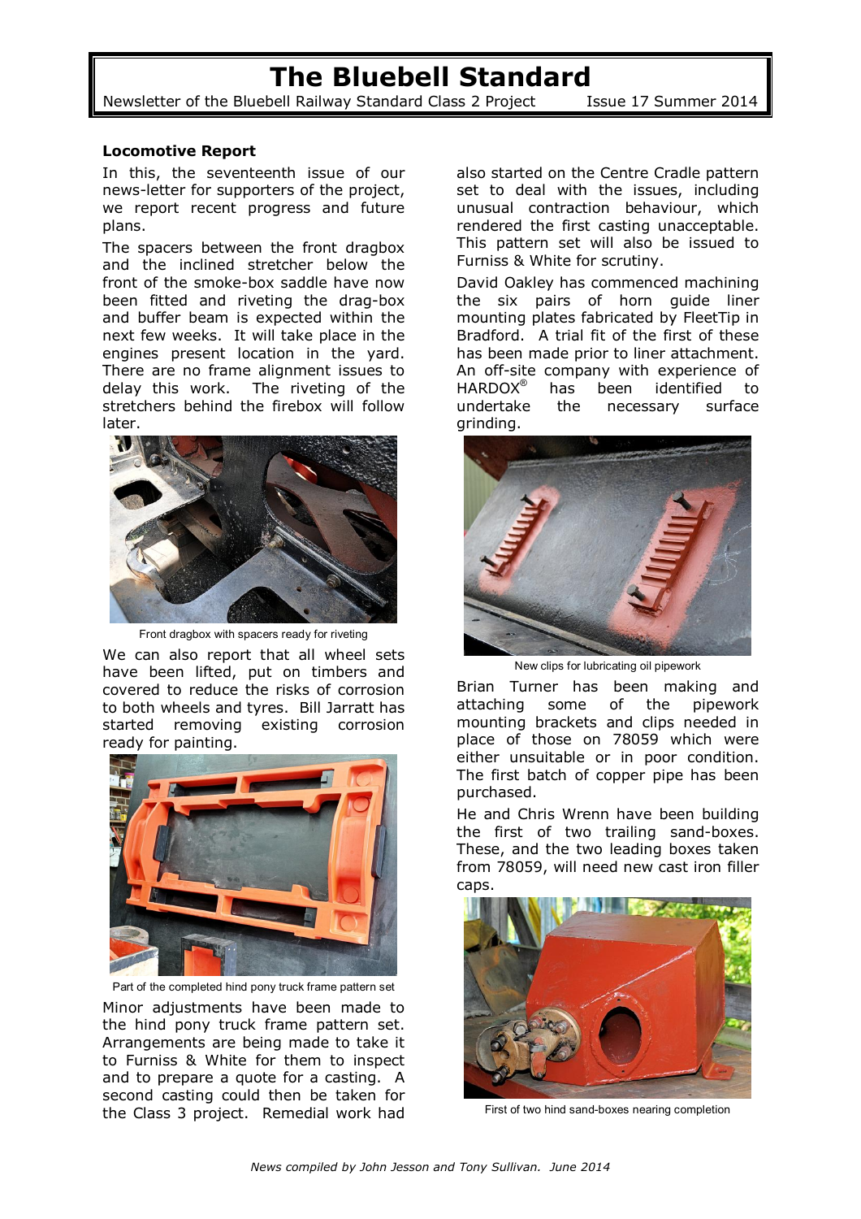# The Bluebell Standard

Newsletter of the Bluebell Railway Standard Class 2 Project — Issue 17 Summer 2014

## Locomotive Report

In this, the seventeenth issue of our news-letter for supporters of the project, we report recent progress and future plans.

The spacers between the front dragbox and the inclined stretcher below the front of the smoke-box saddle have now been fitted and riveting the drag-box and buffer beam is expected within the next few weeks. It will take place in the engines present location in the yard. There are no frame alignment issues to delay this work. The riveting of the stretchers behind the firebox will follow later.

Front dragbox with spacers ready for riveting

We can also report that all wheel sets have been lifted, put on timbers and covered to reduce the risks of corrosion to both wheels and tyres. Bill Jarratt has started removing existing corrosion ready for painting.

Part of the completed hind pony truck frame pattern set

Minor adjustments have been made to the hind pony truck frame pattern set. Arrangements are being made to take it to Furniss & White for them to inspect and to prepare a quote for a casting. A second casting could then be taken for the Class 3 project. Remedial work had also started on the Centre Cradle pattern set to deal with the issues, including unusual contraction behaviour, which rendered the first casting unacceptable. This pattern set will also be issued to Furniss & White for scrutiny.

David Oakley has commenced machining the six pairs of horn guide liner mounting plates fabricated by FleetTip in Bradford. A trial fit of the first of these has been made prior to liner attachment. An off-site company with experience of HARDOX® has been identified to undertake the necessary surface grinding.

New clips for lubricating oil pipework

Brian Turner has been making and attaching some of the pipework mounting brackets and clips needed in place of those on 78059 which were either unsuitable or in poor condition. The first batch of copper pipe has been purchased.

He and Chris Wrenn have been building the first of two trailing sand-boxes. These, and the two leading boxes taken from 78059, will need new cast iron filler caps.

First of two hind sand-boxes nearing completion

*News compiled by John Jesson and Tony Sullivan. June 2014*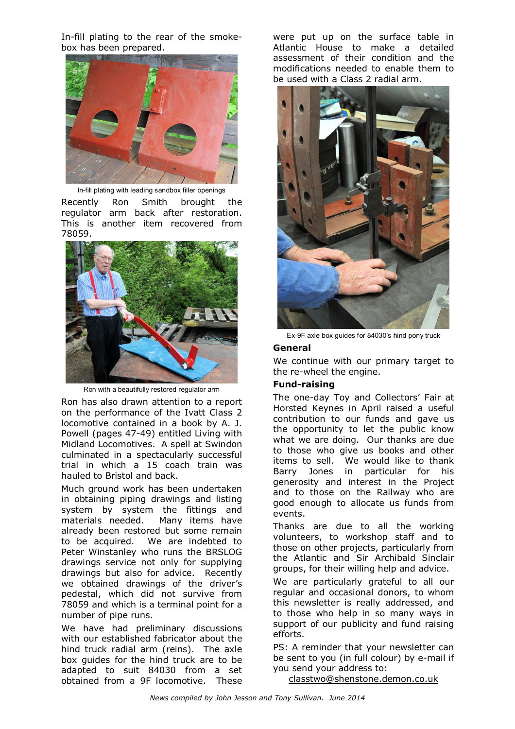In-fill plating to the rear of the smoke-box has been prepared.

In-fill plating with leading sandbox filler openings

Recently Ron Smith brought the regulator arm back after restoration. This is another item recovered from 78059.

Ron with a beautifully restored regulator arm

Ron has also drawn attention to a report on the performance of the Ivatt Class 2 locomotive contained in a book by A. J. Powell (pages 47-49) entitled Living with Midland Locomotives. A spell at Swindon culminated in a spectacularly successful trial in which a 15 coach train was hauled to Bristol and back.

Much ground work has been undertaken in obtaining piping drawings and listing system by system the fittings and materials needed. Many items have already been restored but some remain to be acquired. We are indebted to Peter Winstanley who runs the BRSLOG drawings service not only for supplying drawings but also for advice. Recently we obtained drawings of the driver's pedestal, which did not survive from 78059 and which is a terminal point for a number of pipe runs.

We have had preliminary discussions with our established fabricator about the hind truck radial arm (reins). The axle box guides for the hind truck are to be adapted to suit 84030 from a set obtained from a 9F locomotive. These were put up on the surface table in Atlantic House to make a detailed assessment of their condition and the modifications needed to enable them to be used with a Class 2 radial arm.

Ex-9F axle box guides for 84030's hind pony truck

**General**

We continue with our primary target to the re-wheel the engine.

**Fund-raising**

The one-day Toy and Collectors' Fair at Horsted Keynes in April raised a useful contribution to our funds and gave us the opportunity to let the public know what we are doing. Our thanks are due to those who give us books and other items to sell. We would like to thank Barry Jones in particular for his generosity and interest in the Project and to those on the Railway who are good enough to allocate us funds from events.

Thanks are due to all the working volunteers, to workshop staff and to those on other projects, particularly from the Atlantic and Sir Archibald Sinclair groups, for their willing help and advice.

We are particularly grateful to all our regular and occasional donors, to whom this newsletter is really addressed, and to those who help in so many ways in support of our publicity and fund raising efforts.

PS: A reminder that your newsletter can be sent to you (in full colour) by e-mail if you send your address to:

classtwo@shenstone.demon.co.uk

*News compiled by John Jesson and Tony Sullivan. June 2014*